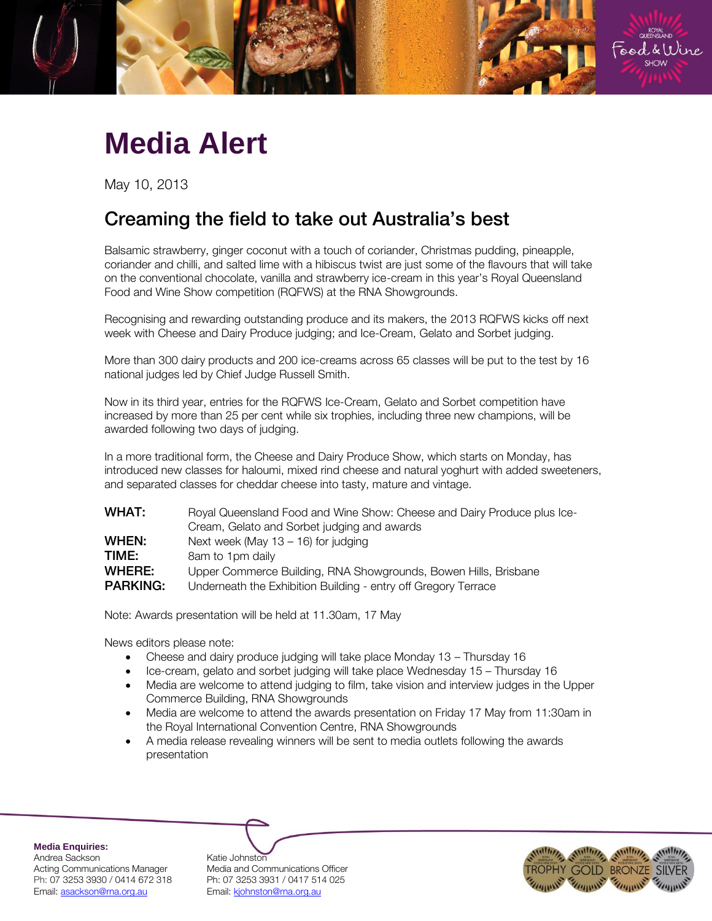# Media Alert

May 10, 2013

## Creaming the field to take out Australia's best

Balsamic strawberry, ginger coconut with a touch of coriander, Christmas pudding, pineapple, coriander and chilli, and salted lime with a hibiscus twist are just some of the flavours that will take on the conventional chocolate, vanilla and strawberry ice-cream in this year's Royal Queensland Food and Wine Show competition (RQFWS) at the RNA Showgrounds.

Recognising and rewarding outstanding produce and its makers, the 2013 RQFWS kicks off next week with Cheese and Dairy Produce judging; and Ice-Cream, Gelato and Sorbet judging.

More than 300 dairy products and 200 ice-creams across 65 classes will be put to the test by 16 national judges led by Chief Judge Russell Smith.

Now in its third year, entries for the RQFWS Ice-Cream, Gelato and Sorbet competition have increased by more than 25 per cent while six trophies, including three new champions, will be awarded following two days of judging.

In a more traditional form, the Cheese and Dairy Produce Show, which starts on Monday, has introduced new classes for haloumi, mixed rind cheese and natural yoghurt with added sweeteners, and separated classes for cheddar cheese into tasty, mature and vintage.

**WHAT:** Royal Queensland Food and Wine Show: Cheese and Dairy Produce plus Ice-Cream, Gelato and Sorbet judging and awards
**WHEN:** Next week (May 13 – 16) for judging
**TIME:** 8am to 1pm daily
**WHERE:** Upper Commerce Building, RNA Showgrounds, Bowen Hills, Brisbane
**PARKING:** Underneath the Exhibition Building - entry off Gregory Terrace

Note: Awards presentation will be held at 11.30am, 17 May

News editors please note:

- Cheese and dairy produce judging will take place Monday 13 – Thursday 16
- Ice-cream, gelato and sorbet judging will take place Wednesday 15 – Thursday 16
- Media are welcome to attend judging to film, take vision and interview judges in the Upper Commerce Building, RNA Showgrounds
- Media are welcome to attend the awards presentation on Friday 17 May from 11:30am in the Royal International Convention Centre, RNA Showgrounds
- A media release revealing winners will be sent to media outlets following the awards presentation

**Media Enquiries:**

Andrea Sackson
Acting Communications Manager
Ph: 07 3253 3930 / 0414 672 318
Email: asackson@rna.org.au

Katie Johnston
Media and Communications Officer
Ph: 07 3253 3931 / 0417 514 025
Email: kjohnston@rna.org.au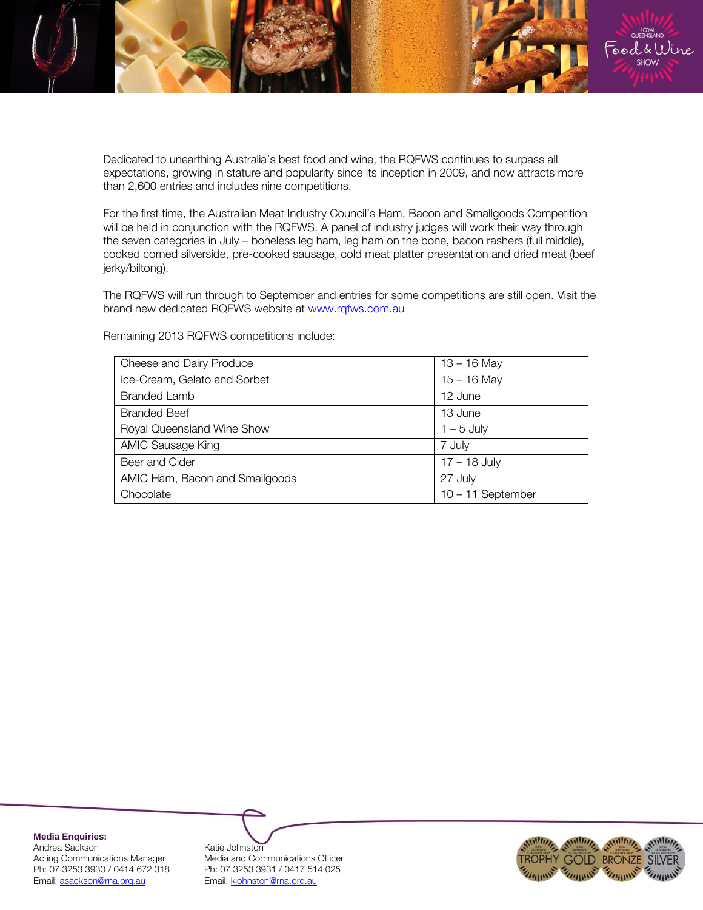Dedicated to unearthing Australia's best food and wine, the RQFWS continues to surpass all expectations, growing in stature and popularity since its inception in 2009, and now attracts more than 2,600 entries and includes nine competitions.

For the first time, the Australian Meat Industry Council's Ham, Bacon and Smallgoods Competition will be held in conjunction with the RQFWS. A panel of industry judges will work their way through the seven categories in July – boneless leg ham, leg ham on the bone, bacon rashers (full middle), cooked corned silverside, pre-cooked sausage, cold meat platter presentation and dried meat (beef jerky/biltong).

The RQFWS will run through to September and entries for some competitions are still open. Visit the brand new dedicated RQFWS website at www.rqfws.com.au

Remaining 2013 RQFWS competitions include:

| | |
|---|---|
| Cheese and Dairy Produce | 13 – 16 May |
| Ice-Cream, Gelato and Sorbet | 15 – 16 May |
| Branded Lamb | 12 June |
| Branded Beef | 13 June |
| Royal Queensland Wine Show | 1 – 5 July |
| AMIC Sausage King | 7 July |
| Beer and Cider | 17 – 18 July |
| AMIC Ham, Bacon and Smallgoods | 27 July |
| Chocolate | 10 – 11 September |

**Media Enquiries:**

Andrea Sackson
Acting Communications Manager
Ph: 07 3253 3930 / 0414 672 318
Email: asackson@rna.org.au

Katie Johnston
Media and Communications Officer
Ph: 07 3253 3931 / 0417 514 025
Email: kjohnston@rna.org.au